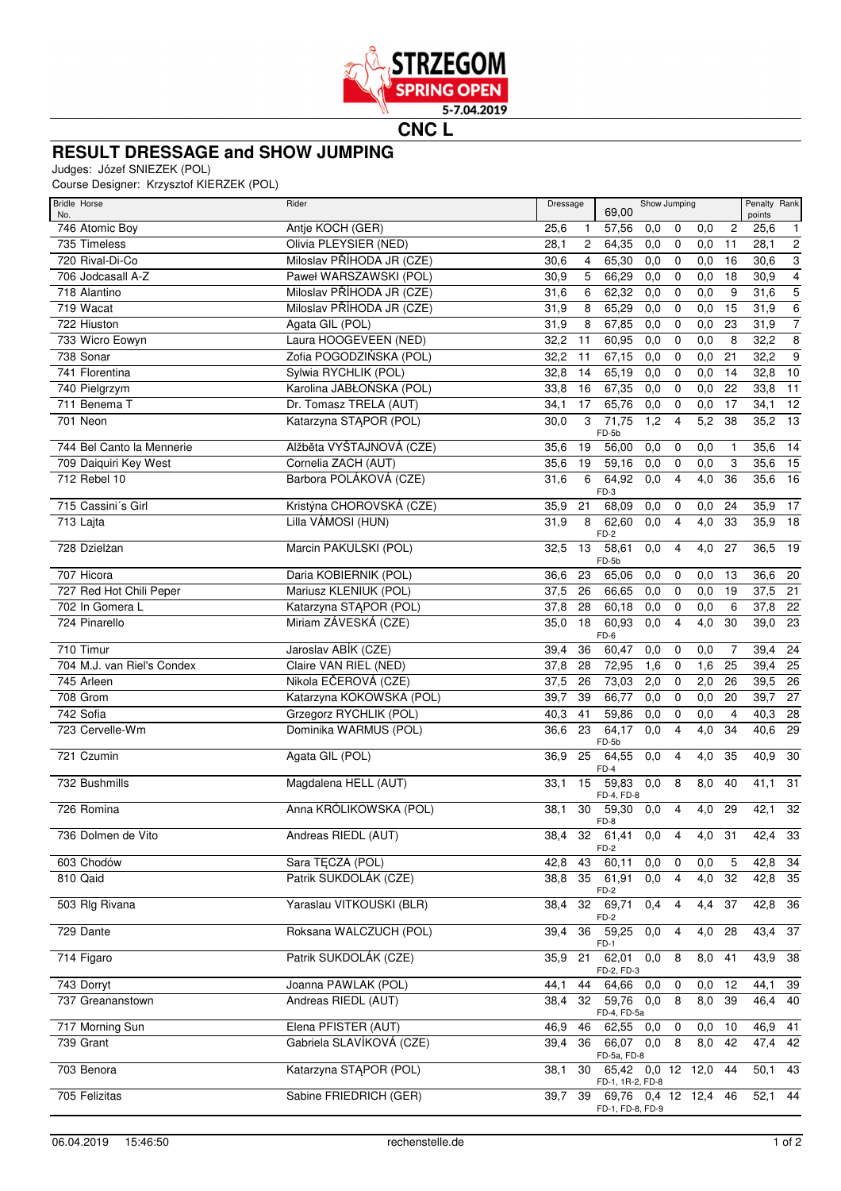STRZEGOM SPRING OPEN 5-7.04.2019

## CNC L

# RESULT DRESSAGE and SHOW JUMPING

Judges: Józef SNIEZEK (POL)
Course Designer: Krzysztof KIERZEK (POL)

| Bridle No. | Horse | Rider | Dressage | | Show Jumping 69,00 | | | | | Penalty points | Rank |
|---|---|---|---|---|---|---|---|---|---|---|---|
| 746 | Atomic Boy | Antje KOCH (GER) | 25,6 | 1 | 57,56 | 0,0 | 0 | 0,0 | 2 | 25,6 | 1 |
| 735 | Timeless | Olivia PLEYSIER (NED) | 28,1 | 2 | 64,35 | 0,0 | 0 | 0,0 | 11 | 28,1 | 2 |
| 720 | Rival-Di-Co | Miloslav PŘÍHODA JR (CZE) | 30,6 | 4 | 65,30 | 0,0 | 0 | 0,0 | 16 | 30,6 | 3 |
| 706 | Jodcasall A-Z | Paweł WARSZAWSKI (POL) | 30,9 | 5 | 66,29 | 0,0 | 0 | 0,0 | 18 | 30,9 | 4 |
| 718 | Alantino | Miloslav PŘÍHODA JR (CZE) | 31,6 | 6 | 62,32 | 0,0 | 0 | 0,0 | 9 | 31,6 | 5 |
| 719 | Wacat | Miloslav PŘÍHODA JR (CZE) | 31,9 | 8 | 65,29 | 0,0 | 0 | 0,0 | 15 | 31,9 | 6 |
| 722 | Hiuston | Agata GIL (POL) | 31,9 | 8 | 67,85 | 0,0 | 0 | 0,0 | 23 | 31,9 | 7 |
| 733 | Wicro Eowyn | Laura HOOGEVEEN (NED) | 32,2 | 11 | 60,95 | 0,0 | 0 | 0,0 | 8 | 32,2 | 8 |
| 738 | Sonar | Zofia POGODZIŃSKA (POL) | 32,2 | 11 | 67,15 | 0,0 | 0 | 0,0 | 21 | 32,2 | 9 |
| 741 | Florentina | Sylwia RYCHLIK (POL) | 32,8 | 14 | 65,19 | 0,0 | 0 | 0,0 | 14 | 32,8 | 10 |
| 740 | Pielgrzym | Karolina JABŁOŃSKA (POL) | 33,8 | 16 | 67,35 | 0,0 | 0 | 0,0 | 22 | 33,8 | 11 |
| 711 | Benema T | Dr. Tomasz TRELA (AUT) | 34,1 | 17 | 65,76 | 0,0 | 0 | 0,0 | 17 | 34,1 | 12 |
| 701 | Neon | Katarzyna STĄPOR (POL) | 30,0 | 3 | 71,75 FD-5b | 1,2 | 4 | 5,2 | 38 | 35,2 | 13 |
| 744 | Bel Canto la Mennerie | Alžběta VYŠTAJNOVÁ (CZE) | 35,6 | 19 | 56,00 | 0,0 | 0 | 0,0 | 1 | 35,6 | 14 |
| 709 | Daiquiri Key West | Cornelia ZACH (AUT) | 35,6 | 19 | 59,16 | 0,0 | 0 | 0,0 | 3 | 35,6 | 15 |
| 712 | Rebel 10 | Barbora POLÁKOVÁ (CZE) | 31,6 | 6 | 64,92 FD-3 | 0,0 | 4 | 4,0 | 36 | 35,6 | 16 |
| 715 | Cassini´s Girl | Kristýna CHOROVSKÁ (CZE) | 35,9 | 21 | 68,09 | 0,0 | 0 | 0,0 | 24 | 35,9 | 17 |
| 713 | Lajta | Lilla VÁMOSI (HUN) | 31,9 | 8 | 62,60 FD-2 | 0,0 | 4 | 4,0 | 33 | 35,9 | 18 |
| 728 | Dzielżan | Marcin PAKULSKI (POL) | 32,5 | 13 | 58,61 FD-5b | 0,0 | 4 | 4,0 | 27 | 36,5 | 19 |
| 707 | Hicora | Daria KOBIERNIK (POL) | 36,6 | 23 | 65,06 | 0,0 | 0 | 0,0 | 13 | 36,6 | 20 |
| 727 | Red Hot Chili Peper | Mariusz KLENIUK (POL) | 37,5 | 26 | 66,65 | 0,0 | 0 | 0,0 | 19 | 37,5 | 21 |
| 702 | In Gomera L | Katarzyna STĄPOR (POL) | 37,8 | 28 | 60,18 | 0,0 | 0 | 0,0 | 6 | 37,8 | 22 |
| 724 | Pinarello | Miriam ZÁVESKÁ (CZE) | 35,0 | 18 | 60,93 FD-6 | 0,0 | 4 | 4,0 | 30 | 39,0 | 23 |
| 710 | Timur | Jaroslav ABÍK (CZE) | 39,4 | 36 | 60,47 | 0,0 | 0 | 0,0 | 7 | 39,4 | 24 |
| 704 | M.J. van Riel's Condex | Claire VAN RIEL (NED) | 37,8 | 28 | 72,95 | 1,6 | 0 | 1,6 | 25 | 39,4 | 25 |
| 745 | Arleen | Nikola EČEROVÁ (CZE) | 37,5 | 26 | 73,03 | 2,0 | 0 | 2,0 | 26 | 39,5 | 26 |
| 708 | Grom | Katarzyna KOKOWSKA (POL) | 39,7 | 39 | 66,77 | 0,0 | 0 | 0,0 | 20 | 39,7 | 27 |
| 742 | Sofia | Grzegorz RYCHLIK (POL) | 40,3 | 41 | 59,86 | 0,0 | 0 | 0,0 | 4 | 40,3 | 28 |
| 723 | Cervelle-Wm | Dominika WARMUS (POL) | 36,6 | 23 | 64,17 FD-5b | 0,0 | 4 | 4,0 | 34 | 40,6 | 29 |
| 721 | Czumin | Agata GIL (POL) | 36,9 | 25 | 64,55 FD-4 | 0,0 | 4 | 4,0 | 35 | 40,9 | 30 |
| 732 | Bushmills | Magdalena HELL (AUT) | 33,1 | 15 | 59,83 FD-4, FD-8 | 0,0 | 8 | 8,0 | 40 | 41,1 | 31 |
| 726 | Romina | Anna KRÓLIKOWSKA (POL) | 38,1 | 30 | 59,30 FD-8 | 0,0 | 4 | 4,0 | 29 | 42,1 | 32 |
| 736 | Dolmen de Vito | Andreas RIEDL (AUT) | 38,4 | 32 | 61,41 FD-2 | 0,0 | 4 | 4,0 | 31 | 42,4 | 33 |
| 603 | Chodów | Sara TĘCZA (POL) | 42,8 | 43 | 60,11 | 0,0 | 0 | 0,0 | 5 | 42,8 | 34 |
| 810 | Qaid | Patrik SUKDOLÁK (CZE) | 38,8 | 35 | 61,91 FD-2 | 0,0 | 4 | 4,0 | 32 | 42,8 | 35 |
| 503 | Rlg Rivana | Yaraslau VITKOUSKI (BLR) | 38,4 | 32 | 69,71 FD-2 | 0,4 | 4 | 4,4 | 37 | 42,8 | 36 |
| 729 | Dante | Roksana WALCZUCH (POL) | 39,4 | 36 | 59,25 FD-1 | 0,0 | 4 | 4,0 | 28 | 43,4 | 37 |
| 714 | Figaro | Patrik SUKDOLÁK (CZE) | 35,9 | 21 | 62,01 FD-2, FD-3 | 0,0 | 8 | 8,0 | 41 | 43,9 | 38 |
| 743 | Dorryt | Joanna PAWLAK (POL) | 44,1 | 44 | 64,66 | 0,0 | 0 | 0,0 | 12 | 44,1 | 39 |
| 737 | Greananstown | Andreas RIEDL (AUT) | 38,4 | 32 | 59,76 FD-4, FD-5a | 0,0 | 8 | 8,0 | 39 | 46,4 | 40 |
| 717 | Morning Sun | Elena PFISTER (AUT) | 46,9 | 46 | 62,55 | 0,0 | 0 | 0,0 | 10 | 46,9 | 41 |
| 739 | Grant | Gabriela SLAVÍKOVÁ (CZE) | 39,4 | 36 | 66,07 FD-5a, FD-8 | 0,0 | 8 | 8,0 | 42 | 47,4 | 42 |
| 703 | Benora | Katarzyna STĄPOR (POL) | 38,1 | 30 | 65,42 FD-1, 1R-2, FD-8 | 0,0 | 12 | 12,0 | 44 | 50,1 | 43 |
| 705 | Felizitas | Sabine FRIEDRICH (GER) | 39,7 | 39 | 69,76 FD-1, FD-8, FD-9 | 0,4 | 12 | 12,4 | 46 | 52,1 | 44 |

06.04.2019 15:46:50 rechenstelle.de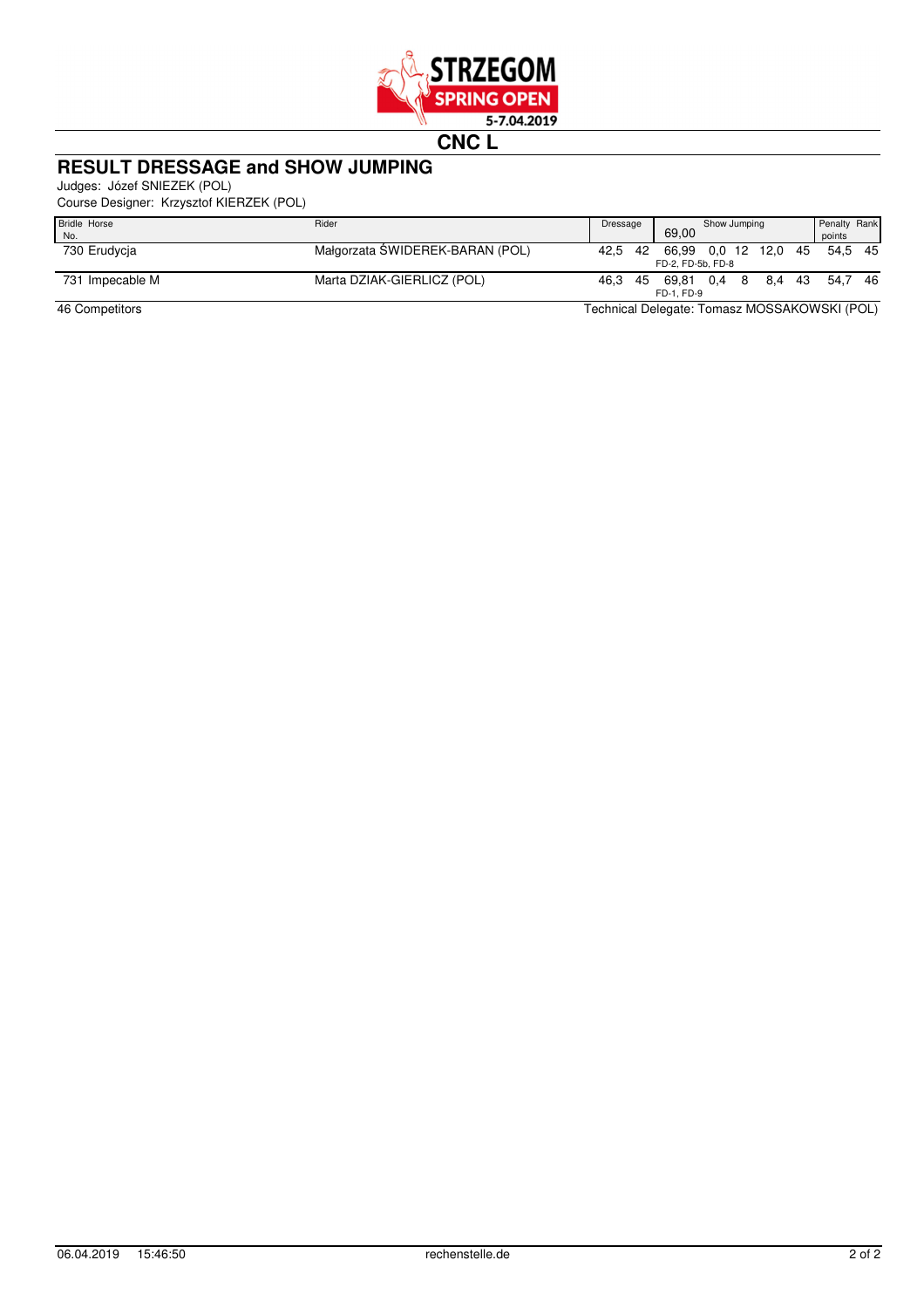STRZEGOM SPRING OPEN 5-7.04.2019

## CNC L

# RESULT DRESSAGE and SHOW JUMPING

Judges: Józef SNIEZEK (POL)

Course Designer: Krzysztof KIERZEK (POL)

| Bridle No. | Horse | Rider | Dressage | | Show Jumping 69,00 | | | | | Penalty points | Rank |
|---|---|---|---|---|---|---|---|---|---|---|---|
| 730 | Erudycja | Małgorzata ŚWIDEREK-BARAN (POL) | 42,5 | 42 | 66,99 FD-2, FD-5b, FD-8 | 0,0 | 12 | 12,0 | 45 | 54,5 | 45 |
| 731 | Impecable M | Marta DZIAK-GIERLICZ (POL) | 46,3 | 45 | 69,81 FD-1, FD-9 | 0,4 | 8 | 8,4 | 43 | 54,7 | 46 |

46 Competitors

Technical Delegate: Tomasz MOSSAKOWSKI (POL)

06.04.2019 15:46:50 rechenstelle.de